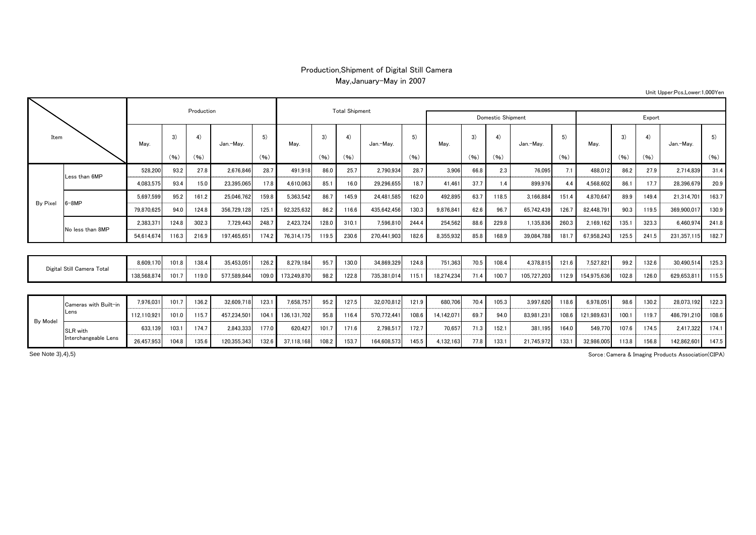# Production,Shipment of Digital Still Camera

May,January-May in 2007

Unit Upper:Pcs,Lower:1,000Yen

| Item | | Production | | | | | Total Shipment | | | | | Domestic Shipment | | | | | Export | | | | |
|---|---|---|---|---|---|---|---|---|---|---|---|---|---|---|---|---|---|---|---|---|---|
| | | May. | 3) (%) | 4) (%) | Jan.-May. | 5) (%) | May. | 3) (%) | 4) (%) | Jan.-May. | 5) (%) | May. | 3) (%) | 4) (%) | Jan.-May. | 5) (%) | May. | 3) (%) | 4) (%) | Jan.-May. | 5) (%) |
| By Pixel | Less than 6MP | 528,200 | 93.2 | 27.8 | 2,676,846 | 28.7 | 491,918 | 86.0 | 25.7 | 2,790,934 | 28.7 | 3,906 | 66.8 | 2.3 | 76,095 | 7.1 | 488,012 | 86.2 | 27.9 | 2,714,839 | 31.4 |
| | | 4,083,575 | 93.4 | 15.0 | 23,395,065 | 17.8 | 4,610,063 | 85.1 | 16.0 | 29,296,655 | 18.7 | 41,461 | 37.7 | 1.4 | 899,976 | 4.4 | 4,568,602 | 86.1 | 17.7 | 28,396,679 | 20.9 |
| | 6-8MP | 5,697,599 | 95.2 | 161.2 | 25,046,762 | 159.8 | 5,363,542 | 86.7 | 145.9 | 24,481,585 | 162.0 | 492,895 | 63.7 | 118.5 | 3,166,884 | 151.4 | 4,870,647 | 89.9 | 149.4 | 21,314,701 | 163.7 |
| | | 79,870,625 | 94.0 | 124.8 | 356,729,128 | 125.1 | 92,325,632 | 86.2 | 116.6 | 435,642,456 | 130.3 | 9,876,841 | 62.6 | 96.7 | 65,742,439 | 126.7 | 82,448,791 | 90.3 | 119.5 | 369,900,017 | 130.9 |
| | No less than 8MP | 2,383,371 | 124.8 | 302.3 | 7,729,443 | 248.7 | 2,423,724 | 128.0 | 310.1 | 7,596,810 | 244.4 | 254,562 | 88.6 | 229.8 | 1,135,836 | 260.3 | 2,169,162 | 135.1 | 323.3 | 6,460,974 | 241.8 |
| | | 54,614,674 | 116.3 | 216.9 | 197,465,651 | 174.2 | 76,314,175 | 119.5 | 230.6 | 270,441,903 | 182.6 | 8,355,932 | 85.8 | 168.9 | 39,084,788 | 181.7 | 67,958,243 | 125.5 | 241.5 | 231,357,115 | 182.7 |
| Digital Still Camera Total | | 8,609,170 | 101.8 | 138.4 | 35,453,051 | 126.2 | 8,279,184 | 95.7 | 130.0 | 34,869,329 | 124.8 | 751,363 | 70.5 | 108.4 | 4,378,815 | 121.6 | 7,527,821 | 99.2 | 132.6 | 30,490,514 | 125.3 |
| | | 138,568,874 | 101.7 | 119.0 | 577,589,844 | 109.0 | 173,249,870 | 98.2 | 122.8 | 735,381,014 | 115.1 | 18,274,234 | 71.4 | 100.7 | 105,727,203 | 112.9 | 154,975,636 | 102.8 | 126.0 | 629,653,811 | 115.5 |
| By Model | Cameras with Built-in Lens | 7,976,031 | 101.7 | 136.2 | 32,609,718 | 123.1 | 7,658,757 | 95.2 | 127.5 | 32,070,812 | 121.9 | 680,706 | 70.4 | 105.3 | 3,997,620 | 118.6 | 6,978,051 | 98.6 | 130.2 | 28,073,192 | 122.3 |
| | | 112,110,921 | 101.0 | 115.7 | 457,234,501 | 104.1 | 136,131,702 | 95.8 | 116.4 | 570,772,441 | 108.6 | 14,142,071 | 69.7 | 94.0 | 83,981,231 | 108.6 | 121,989,631 | 100.1 | 119.7 | 486,791,210 | 108.6 |
| | SLR with Interchangeable Lens | 633,139 | 103.1 | 174.7 | 2,843,333 | 177.0 | 620,427 | 101.7 | 171.6 | 2,798,517 | 172.7 | 70,657 | 71.3 | 152.1 | 381,195 | 164.0 | 549,770 | 107.6 | 174.5 | 2,417,322 | 174.1 |
| | | 26,457,953 | 104.8 | 135.6 | 120,355,343 | 132.6 | 37,118,168 | 108.2 | 153.7 | 164,608,573 | 145.5 | 4,132,163 | 77.8 | 133.1 | 21,745,972 | 133.1 | 32,986,005 | 113.8 | 156.8 | 142,862,601 | 147.5 |

See Note 3),4),5)

Sorce:Camera & Imaging Products Association(CIPA)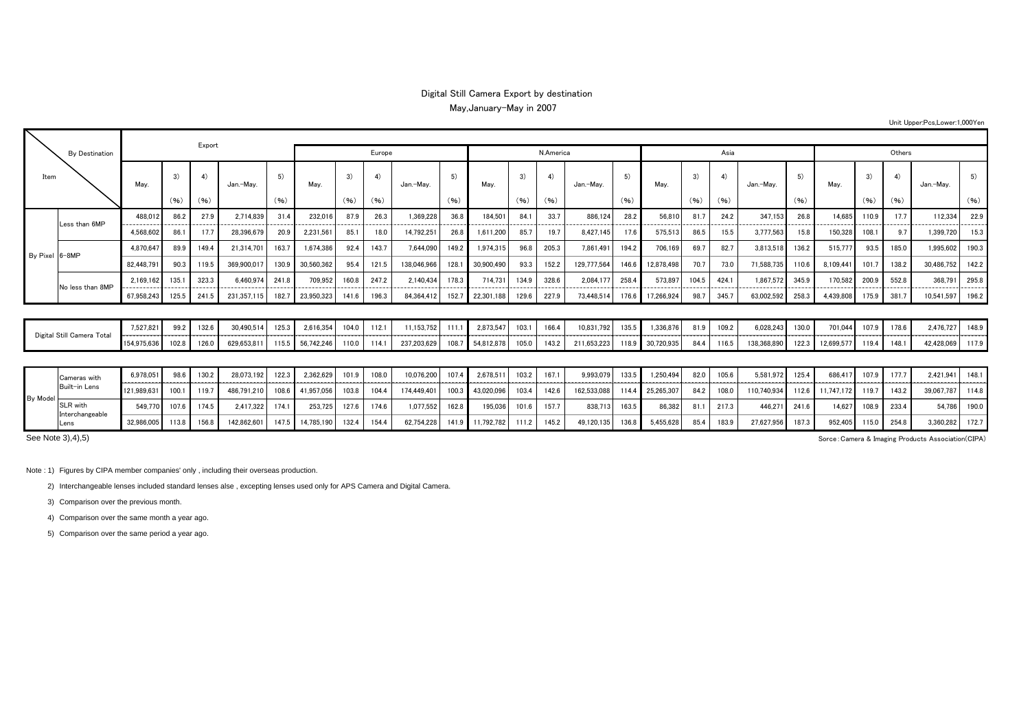## Digital Still Camera Export by destination

May,January-May in 2007

Unit Upper:Pcs,Lower:1,000Yen

| Item | | Export | | | | | Europe | | | | | N.America | | | | | Asia | | | | | Others | | | | |
|---|---|---|---|---|---|---|---|---|---|---|---|---|---|---|---|---|---|---|---|---|---|---|---|---|---|---|
| | | May. | 3) (%) | 4) (%) | Jan.-May. | 5) (%) | May. | 3) (%) | 4) (%) | Jan.-May. | 5) (%) | May. | 3) (%) | 4) (%) | Jan.-May. | 5) (%) | May. | 3) (%) | 4) (%) | Jan.-May. | 5) (%) | May. | 3) (%) | 4) (%) | Jan.-May. | 5) (%) |
| By Pixel | Less than 6MP | 488,012 | 86.2 | 27.9 | 2,714,839 | 31.4 | 232,016 | 87.9 | 26.3 | 1,369,228 | 36.8 | 184,501 | 84.1 | 33.7 | 886,124 | 28.2 | 56,810 | 81.7 | 24.2 | 347,153 | 26.8 | 14,685 | 110.9 | 17.7 | 112,334 | 22.9 |
| | | 4,568,602 | 86.1 | 17.7 | 28,396,679 | 20.9 | 2,231,561 | 85.1 | 18.0 | 14,792,251 | 26.8 | 1,611,200 | 85.7 | 19.7 | 8,427,145 | 17.6 | 575,513 | 86.5 | 15.5 | 3,777,563 | 15.8 | 150,328 | 108.1 | 9.7 | 1,399,720 | 15.3 |
| | 6-8MP | 4,870,647 | 89.9 | 149.4 | 21,314,701 | 163.7 | 1,674,386 | 92.4 | 143.7 | 7,644,090 | 149.2 | 1,974,315 | 96.8 | 205.3 | 7,861,491 | 194.2 | 706,169 | 69.7 | 82.7 | 3,813,518 | 136.2 | 515,777 | 93.5 | 185.0 | 1,995,602 | 190.3 |
| | | 82,448,791 | 90.3 | 119.5 | 369,900,017 | 130.9 | 30,560,362 | 95.4 | 121.5 | 138,046,966 | 128.1 | 30,900,490 | 93.3 | 152.2 | 129,777,564 | 146.6 | 12,878,498 | 70.7 | 73.0 | 71,588,735 | 110.6 | 8,109,441 | 101.7 | 138.2 | 30,486,752 | 142.2 |
| | No less than 8MP | 2,169,162 | 135.1 | 323.3 | 6,460,974 | 241.8 | 709,952 | 160.8 | 247.2 | 2,140,434 | 178.3 | 714,731 | 134.9 | 328.6 | 2,084,177 | 258.4 | 573,897 | 104.5 | 424.1 | 1,867,572 | 345.9 | 170,582 | 200.9 | 552.8 | 368,791 | 295.8 |
| | | 67,958,243 | 125.5 | 241.5 | 231,357,115 | 182.7 | 23,950,323 | 141.6 | 196.3 | 84,364,412 | 152.7 | 22,301,188 | 129.6 | 227.9 | 73,448,514 | 176.6 | 17,266,924 | 98.7 | 345.7 | 63,002,592 | 258.3 | 4,439,808 | 175.9 | 381.7 | 10,541,597 | 196.2 |
| Digital Still Camera Total | | 7,527,821 | 99.2 | 132.6 | 30,490,514 | 125.3 | 2,616,354 | 104.0 | 112.1 | 11,153,752 | 111.1 | 2,873,547 | 103.1 | 166.4 | 10,831,792 | 135.5 | 1,336,876 | 81.9 | 109.2 | 6,028,243 | 130.0 | 701,044 | 107.9 | 178.6 | 2,476,727 | 148.9 |
| | | 154,975,636 | 102.8 | 126.0 | 629,653,811 | 115.5 | 56,742,246 | 110.0 | 114.1 | 237,203,629 | 108.7 | 54,812,878 | 105.0 | 143.2 | 211,653,223 | 118.9 | 30,720,935 | 84.4 | 116.5 | 138,368,890 | 122.3 | 12,699,577 | 119.4 | 148.1 | 42,428,069 | 117.9 |
| By Model | Cameras with Built-in Lens | 6,978,051 | 98.6 | 130.2 | 28,073,192 | 122.3 | 2,362,629 | 101.9 | 108.0 | 10,076,200 | 107.4 | 2,678,511 | 103.2 | 167.1 | 9,993,079 | 133.5 | 1,250,494 | 82.0 | 105.6 | 5,581,972 | 125.4 | 686,417 | 107.9 | 177.7 | 2,421,941 | 148.1 |
| | | 121,989,631 | 100.1 | 119.7 | 486,791,210 | 108.6 | 41,957,056 | 103.8 | 104.4 | 174,449,401 | 100.3 | 43,020,096 | 103.4 | 142.6 | 162,533,088 | 114.4 | 25,265,307 | 84.2 | 108.0 | 110,740,934 | 112.6 | 11,747,172 | 119.7 | 143.2 | 39,067,787 | 114.8 |
| | SLR with Interchangeable Lens | 549,770 | 107.6 | 174.5 | 2,417,322 | 174.1 | 253,725 | 127.6 | 174.6 | 1,077,552 | 162.8 | 195,036 | 101.6 | 157.7 | 838,713 | 163.5 | 86,382 | 81.1 | 217.3 | 446,271 | 241.6 | 14,627 | 108.9 | 233.4 | 54,786 | 190.0 |
| | | 32,986,005 | 113.8 | 156.8 | 142,862,601 | 147.5 | 14,785,190 | 132.4 | 154.4 | 62,754,228 | 141.9 | 11,792,782 | 111.2 | 145.2 | 49,120,135 | 136.8 | 5,455,628 | 85.4 | 183.9 | 27,627,956 | 187.3 | 952,405 | 115.0 | 254.8 | 3,360,282 | 172.7 |

See Note 3),4),5)

Sorce:Camera & Imaging Products Association(CIPA)

Note : 1) Figures by CIPA member companies' only , including their overseas production.

2) Interchangeable lenses included standard lenses alse , excepting lenses used only for APS Camera and Digital Camera.

3) Comparison over the previous month.

4) Comparison over the same month a year ago.

5) Comparison over the same period a year ago.